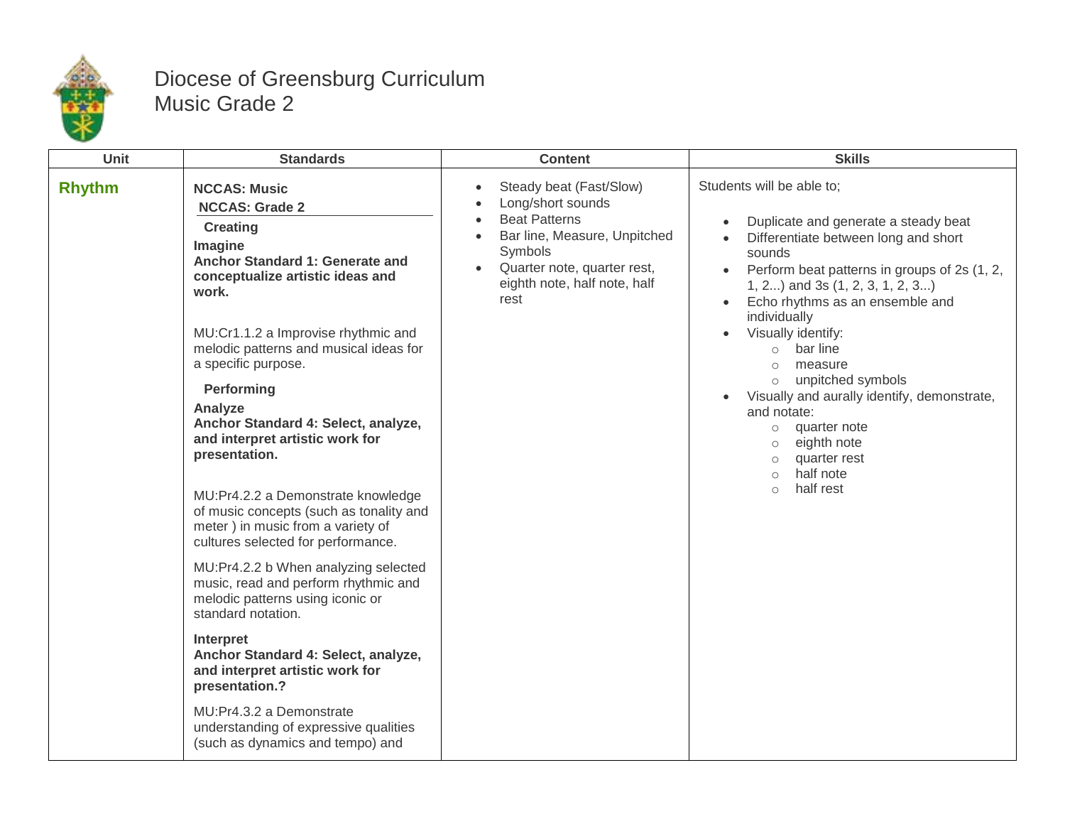# Diocese of Greensburg Curriculum
## Music Grade 2

| Unit | Standards | Content | Skills |
|---|---|---|---|
| **Rhythm** | **NCCAS: Music**<br>**NCCAS: Grade 2**<br>**Creating**<br>**Imagine**<br>**Anchor Standard 1: Generate and conceptualize artistic ideas and work.**<br><br>MU:Cr1.1.2 a Improvise rhythmic and melodic patterns and musical ideas for a specific purpose.<br><br>**Performing**<br>**Analyze**<br>**Anchor Standard 4: Select, analyze, and interpret artistic work for presentation.**<br><br>MU:Pr4.2.2 a Demonstrate knowledge of music concepts (such as tonality and meter ) in music from a variety of cultures selected for performance.<br><br>MU:Pr4.2.2 b When analyzing selected music, read and perform rhythmic and melodic patterns using iconic or standard notation.<br><br>**Interpret**<br>**Anchor Standard 4: Select, analyze, and interpret artistic work for presentation.?**<br><br>MU:Pr4.3.2 a Demonstrate understanding of expressive qualities (such as dynamics and tempo) and | • Steady beat (Fast/Slow)<br>• Long/short sounds<br>• Beat Patterns<br>• Bar line, Measure, Unpitched Symbols<br>• Quarter note, quarter rest, eighth note, half note, half rest | Students will be able to;<br><br>• Duplicate and generate a steady beat<br>• Differentiate between long and short sounds<br>• Perform beat patterns in groups of 2s (1, 2, 1, 2...) and 3s (1, 2, 3, 1, 2, 3...)<br>• Echo rhythms as an ensemble and individually<br>• Visually identify:<br>&nbsp;&nbsp;○ bar line<br>&nbsp;&nbsp;○ measure<br>&nbsp;&nbsp;○ unpitched symbols<br>• Visually and aurally identify, demonstrate, and notate:<br>&nbsp;&nbsp;○ quarter note<br>&nbsp;&nbsp;○ eighth note<br>&nbsp;&nbsp;○ quarter rest<br>&nbsp;&nbsp;○ half note<br>&nbsp;&nbsp;○ half rest |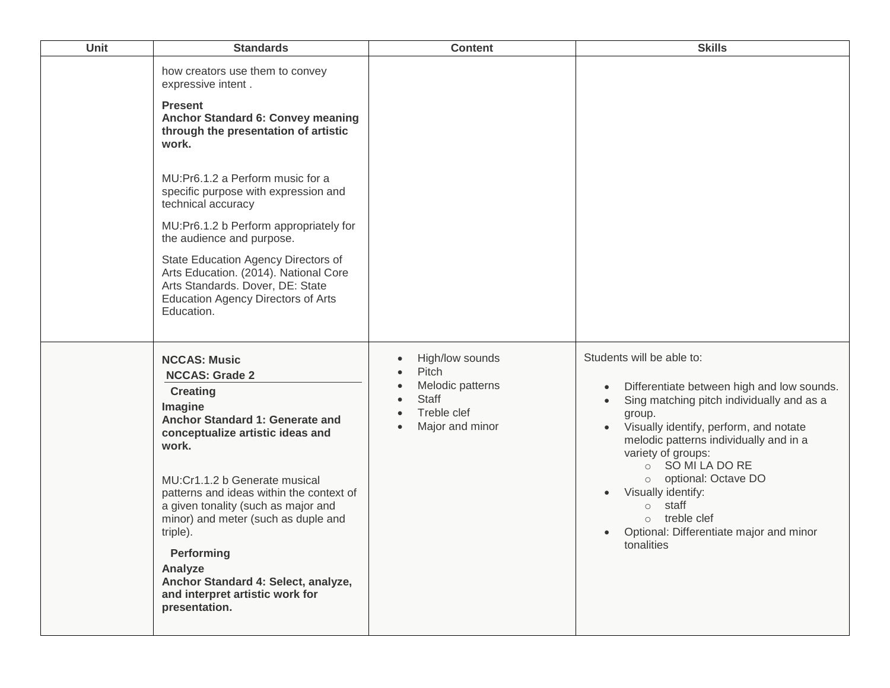| Unit | Standards | Content | Skills |
| --- | --- | --- | --- |
| | how creators use them to convey expressive intent .<br><br>**Present**<br>**Anchor Standard 6: Convey meaning through the presentation of artistic work.**<br><br>MU:Pr6.1.2 a Perform music for a specific purpose with expression and technical accuracy<br><br>MU:Pr6.1.2 b Perform appropriately for the audience and purpose.<br><br>State Education Agency Directors of Arts Education. (2014). National Core Arts Standards. Dover, DE: State Education Agency Directors of Arts Education. | | |
| | **NCCAS: Music**<br>**NCCAS: Grade 2**<br>**Creating**<br>**Imagine**<br>**Anchor Standard 1: Generate and conceptualize artistic ideas and work.**<br><br>MU:Cr1.1.2 b Generate musical patterns and ideas within the context of a given tonality (such as major and minor) and meter (such as duple and triple).<br><br>**Performing**<br>**Analyze**<br>**Anchor Standard 4: Select, analyze, and interpret artistic work for presentation.** | • High/low sounds<br>• Pitch<br>• Melodic patterns<br>• Staff<br>• Treble clef<br>• Major and minor | Students will be able to:<br><br>• Differentiate between high and low sounds.<br>• Sing matching pitch individually and as a group.<br>• Visually identify, perform, and notate melodic patterns individually and in a variety of groups:<br>&nbsp;&nbsp;&nbsp;&nbsp;○ SO MI LA DO RE<br>&nbsp;&nbsp;&nbsp;&nbsp;○ optional: Octave DO<br>• Visually identify:<br>&nbsp;&nbsp;&nbsp;&nbsp;○ staff<br>&nbsp;&nbsp;&nbsp;&nbsp;○ treble clef<br>• Optional: Differentiate major and minor tonalities |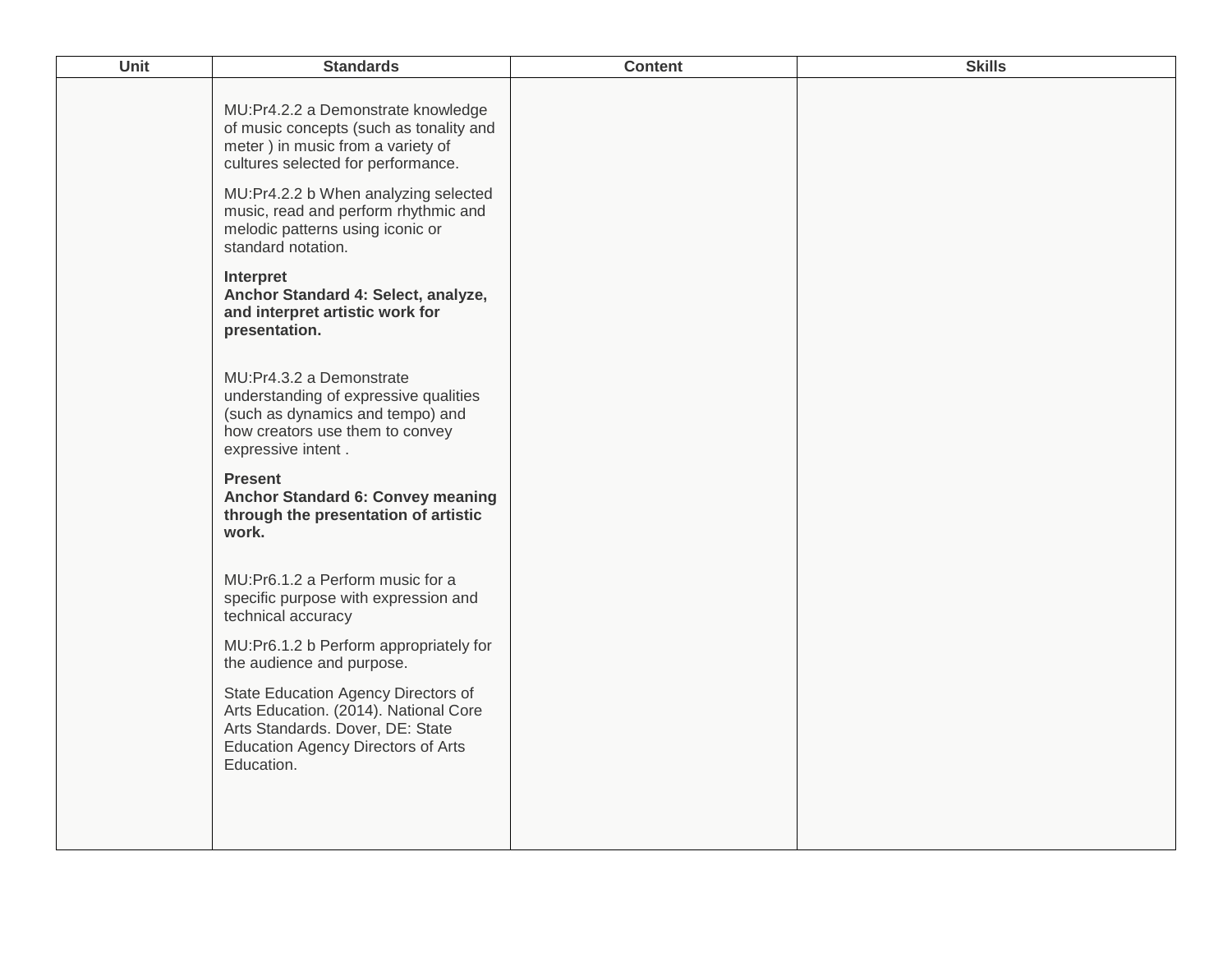| Unit | Standards | Content | Skills |
| --- | --- | --- | --- |
| | MU:Pr4.2.2 a Demonstrate knowledge of music concepts (such as tonality and meter ) in music from a variety of cultures selected for performance.<br><br>MU:Pr4.2.2 b When analyzing selected music, read and perform rhythmic and melodic patterns using iconic or standard notation.<br><br>**Interpret**<br>**Anchor Standard 4: Select, analyze, and interpret artistic work for presentation.**<br><br>MU:Pr4.3.2 a Demonstrate understanding of expressive qualities (such as dynamics and tempo) and how creators use them to convey expressive intent .<br><br>**Present**<br>**Anchor Standard 6: Convey meaning through the presentation of artistic work.**<br><br>MU:Pr6.1.2 a Perform music for a specific purpose with expression and technical accuracy<br><br>MU:Pr6.1.2 b Perform appropriately for the audience and purpose.<br><br>State Education Agency Directors of Arts Education. (2014). National Core Arts Standards. Dover, DE: State Education Agency Directors of Arts Education. | | |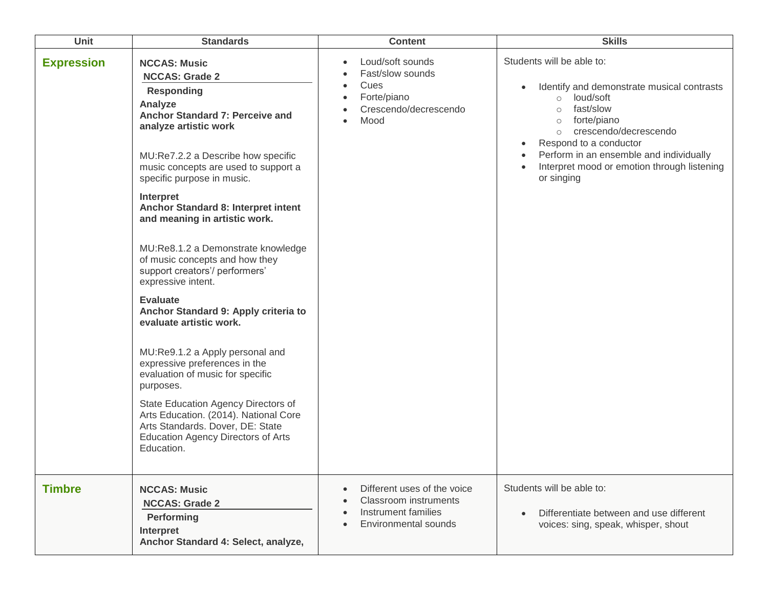| Unit | Standards | Content | Skills |
| --- | --- | --- | --- |
| **Expression** | **NCCAS: Music**<br>**NCCAS: Grade 2**<br>**Responding**<br>**Analyze**<br>**Anchor Standard 7: Perceive and analyze artistic work**<br><br>MU:Re7.2.2 a Describe how specific music concepts are used to support a specific purpose in music.<br><br>**Interpret**<br>**Anchor Standard 8: Interpret intent and meaning in artistic work.**<br><br>MU:Re8.1.2 a Demonstrate knowledge of music concepts and how they support creators'/ performers' expressive intent.<br><br>**Evaluate**<br>**Anchor Standard 9: Apply criteria to evaluate artistic work.**<br><br>MU:Re9.1.2 a Apply personal and expressive preferences in the evaluation of music for specific purposes.<br><br>State Education Agency Directors of Arts Education. (2014). National Core Arts Standards. Dover, DE: State Education Agency Directors of Arts Education. | • Loud/soft sounds<br>• Fast/slow sounds<br>• Cues<br>• Forte/piano<br>• Crescendo/decrescendo<br>• Mood | Students will be able to:<br><br>• Identify and demonstrate musical contrasts<br>&nbsp;&nbsp;&nbsp;&nbsp;○ loud/soft<br>&nbsp;&nbsp;&nbsp;&nbsp;○ fast/slow<br>&nbsp;&nbsp;&nbsp;&nbsp;○ forte/piano<br>&nbsp;&nbsp;&nbsp;&nbsp;○ crescendo/decrescendo<br>• Respond to a conductor<br>• Perform in an ensemble and individually<br>• Interpret mood or emotion through listening or singing |
| **Timbre** | **NCCAS: Music**<br>**NCCAS: Grade 2**<br>**Performing**<br>**Interpret**<br>**Anchor Standard 4: Select, analyze,** | • Different uses of the voice<br>• Classroom instruments<br>• Instrument families<br>• Environmental sounds | Students will be able to:<br><br>• Differentiate between and use different voices: sing, speak, whisper, shout |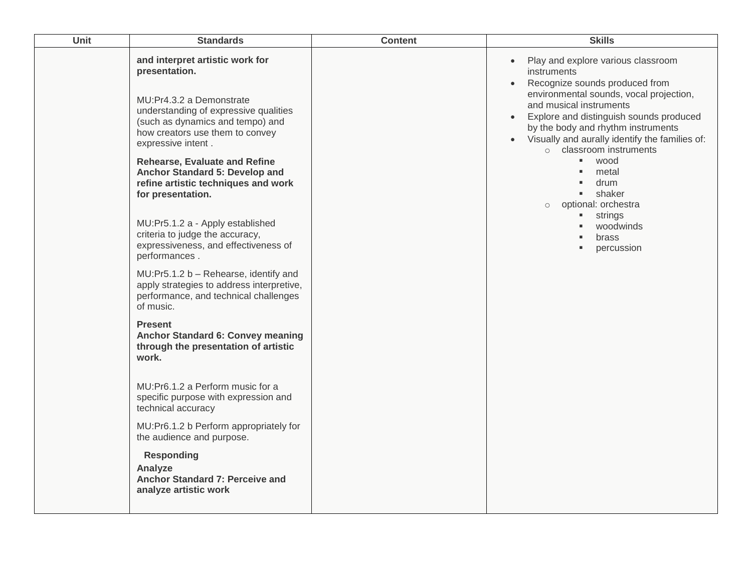| Unit | Standards | Content | Skills |
| --- | --- | --- | --- |
| | **and interpret artistic work for presentation.**<br><br>MU:Pr4.3.2 a Demonstrate understanding of expressive qualities (such as dynamics and tempo) and how creators use them to convey expressive intent .<br><br>**Rehearse, Evaluate and Refine Anchor Standard 5: Develop and refine artistic techniques and work for presentation.**<br><br>MU:Pr5.1.2 a - Apply established criteria to judge the accuracy, expressiveness, and effectiveness of performances .<br><br>MU:Pr5.1.2 b – Rehearse, identify and apply strategies to address interpretive, performance, and technical challenges of music.<br><br>**Present**<br>**Anchor Standard 6: Convey meaning through the presentation of artistic work.**<br><br>MU:Pr6.1.2 a Perform music for a specific purpose with expression and technical accuracy<br><br>MU:Pr6.1.2 b Perform appropriately for the audience and purpose.<br><br>**Responding**<br>**Analyze**<br>**Anchor Standard 7: Perceive and analyze artistic work** | | • Play and explore various classroom instruments<br>• Recognize sounds produced from environmental sounds, vocal projection, and musical instruments<br>• Explore and distinguish sounds produced by the body and rhythm instruments<br>• Visually and aurally identify the families of:<br>&nbsp;&nbsp;○ classroom instruments<br>&nbsp;&nbsp;&nbsp;&nbsp;▪ wood<br>&nbsp;&nbsp;&nbsp;&nbsp;▪ metal<br>&nbsp;&nbsp;&nbsp;&nbsp;▪ drum<br>&nbsp;&nbsp;&nbsp;&nbsp;▪ shaker<br>&nbsp;&nbsp;○ optional: orchestra<br>&nbsp;&nbsp;&nbsp;&nbsp;▪ strings<br>&nbsp;&nbsp;&nbsp;&nbsp;▪ woodwinds<br>&nbsp;&nbsp;&nbsp;&nbsp;▪ brass<br>&nbsp;&nbsp;&nbsp;&nbsp;▪ percussion |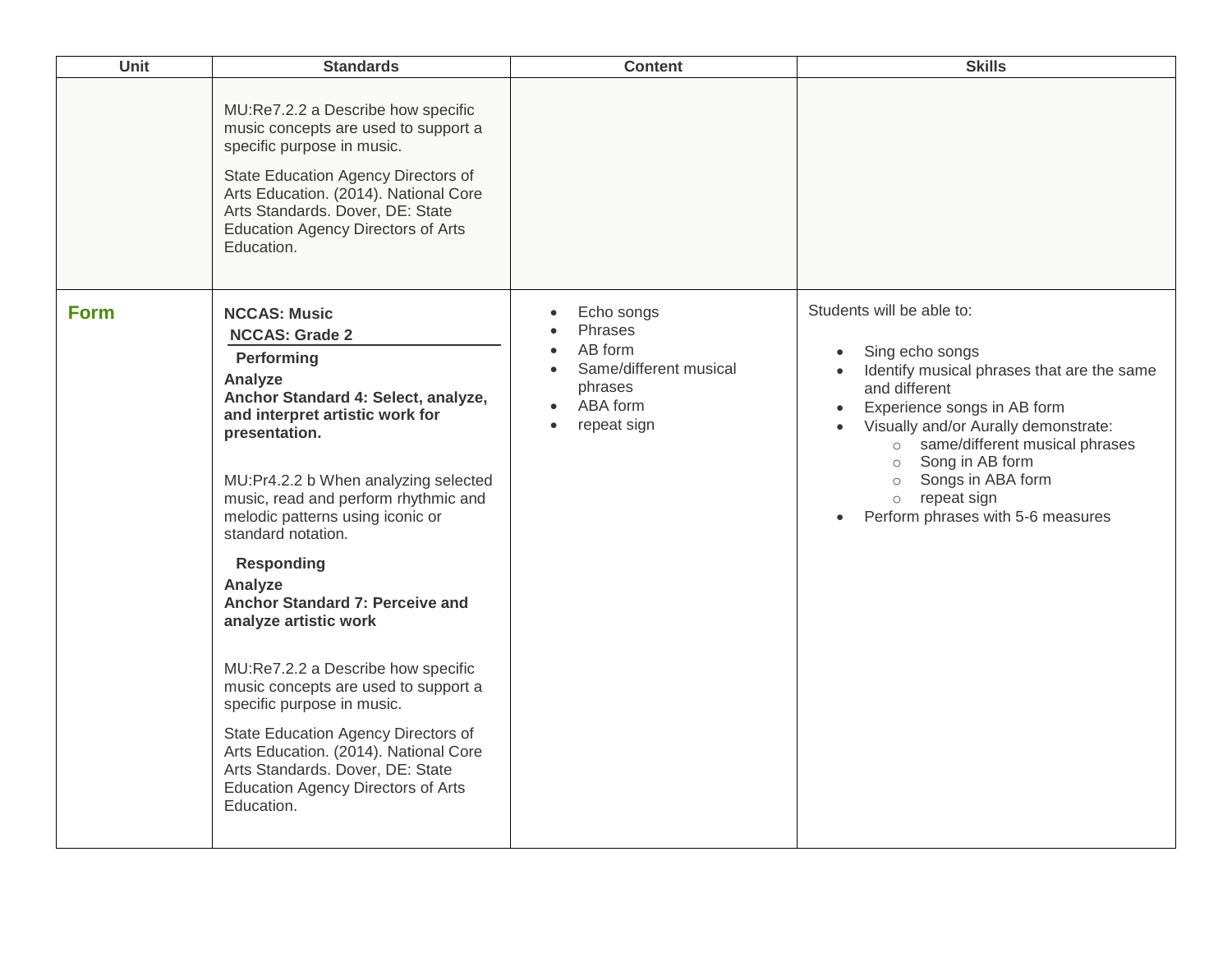| Unit | Standards | Content | Skills |
|---|---|---|---|
| | MU:Re7.2.2 a Describe how specific music concepts are used to support a specific purpose in music.<br><br>State Education Agency Directors of Arts Education. (2014). National Core Arts Standards. Dover, DE: State Education Agency Directors of Arts Education. | | |
| **Form** | **NCCAS: Music**<br>**NCCAS: Grade 2**<br>**Performing**<br>**Analyze**<br>**Anchor Standard 4: Select, analyze, and interpret artistic work for presentation.**<br><br>MU:Pr4.2.2 b When analyzing selected music, read and perform rhythmic and melodic patterns using iconic or standard notation.<br><br>**Responding**<br>**Analyze**<br>**Anchor Standard 7: Perceive and analyze artistic work**<br><br>MU:Re7.2.2 a Describe how specific music concepts are used to support a specific purpose in music.<br><br>State Education Agency Directors of Arts Education. (2014). National Core Arts Standards. Dover, DE: State Education Agency Directors of Arts Education. | • Echo songs<br>• Phrases<br>• AB form<br>• Same/different musical phrases<br>• ABA form<br>• repeat sign | Students will be able to:<br><br>• Sing echo songs<br>• Identify musical phrases that are the same and different<br>• Experience songs in AB form<br>• Visually and/or Aurally demonstrate:<br>&nbsp;&nbsp;&nbsp;&nbsp;○ same/different musical phrases<br>&nbsp;&nbsp;&nbsp;&nbsp;○ Song in AB form<br>&nbsp;&nbsp;&nbsp;&nbsp;○ Songs in ABA form<br>&nbsp;&nbsp;&nbsp;&nbsp;○ repeat sign<br>• Perform phrases with 5-6 measures |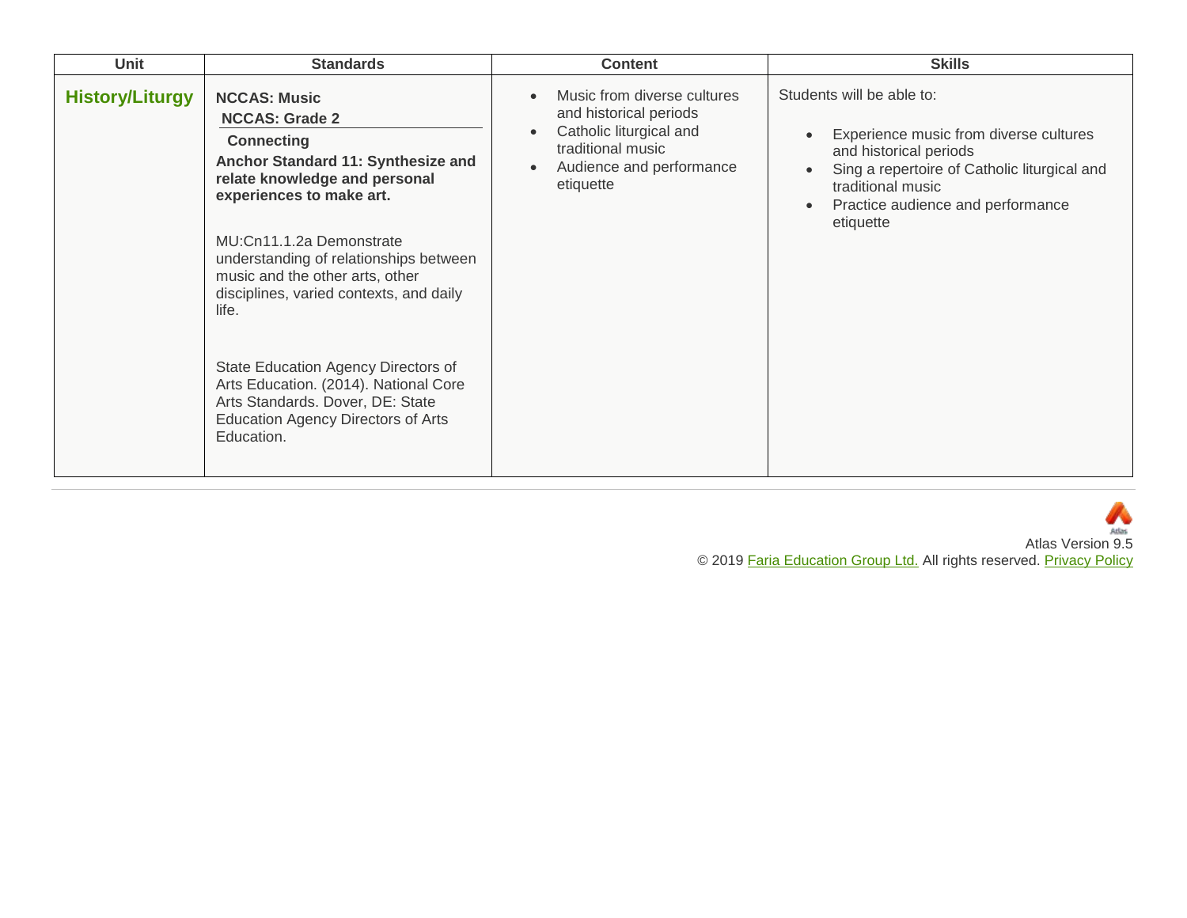| Unit | Standards | Content | Skills |
|---|---|---|---|
| **History/Liturgy** | **NCCAS: Music**<br>**NCCAS: Grade 2**<br>**Connecting**<br>**Anchor Standard 11: Synthesize and relate knowledge and personal experiences to make art.**<br><br>MU:Cn11.1.2a Demonstrate understanding of relationships between music and the other arts, other disciplines, varied contexts, and daily life.<br><br>State Education Agency Directors of Arts Education. (2014). National Core Arts Standards. Dover, DE: State Education Agency Directors of Arts Education. | • Music from diverse cultures and historical periods<br>• Catholic liturgical and traditional music<br>• Audience and performance etiquette | Students will be able to:<br><br>• Experience music from diverse cultures and historical periods<br>• Sing a repertoire of Catholic liturgical and traditional music<br>• Practice audience and performance etiquette |

Atlas Version 9.5
© 2019 Faria Education Group Ltd. All rights reserved. Privacy Policy